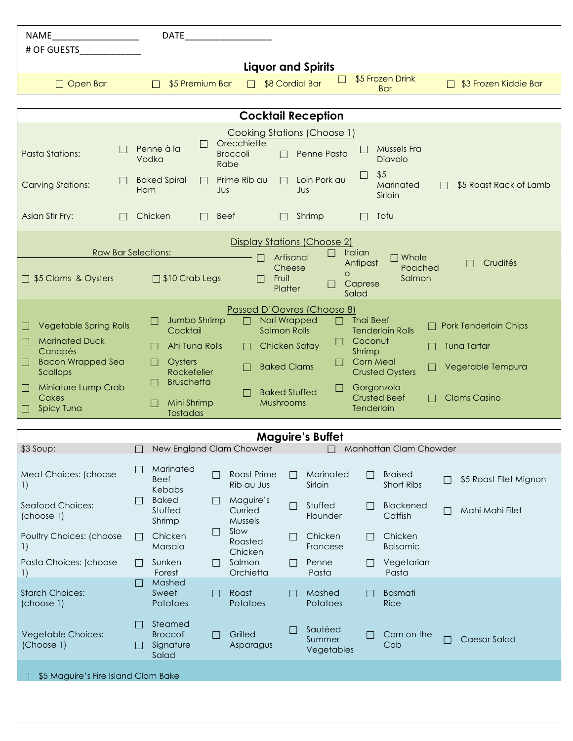NAME__________________ DATE__________________

# OF GUESTS_____________

## Liquor and Spirits

☐ Open Bar ☐ $5 Premium Bar ☐ $8 Cordial Bar ☐ $5 Frozen Drink Bar ☐ $3 Frozen Kiddie Bar

## Cocktail Reception

### Cooking Stations (Choose 1)

| | | | | | |
|---|---|---|---|---|---|
| Pasta Stations: | ☐ Penne à la Vodka | ☐ Orecchiette Broccoli Rabe | ☐ Penne Pasta | ☐ Mussels Fra Diavolo | |
| Carving Stations: | ☐ Baked Spiral Ham | ☐ Prime Rib au Jus | ☐ Loin Pork au Jus | ☐ $5 Marinated Sirloin | ☐ $5 Roast Rack of Lamb |
| Asian Stir Fry: | ☐ Chicken | ☐ Beef | ☐ Shrimp | ☐ Tofu | |

### Display Stations (Choose 2)

Raw Bar Selections:

☐ $5 Clams & Oysters ☐ $10 Crab Legs

☐ Artisanal Cheese ☐ Fruit Platter ☐ Italian Antipasto ☐ Caprese Salad ☐ Whole Poached Salmon ☐ Crudités

### Passed D'Oevres (Choose 8)

| | | | | |
|---|---|---|---|---|
| ☐ Vegetable Spring Rolls | ☐ Jumbo Shrimp Cocktail | ☐ Nori Wrapped Salmon Rolls | ☐ Thai Beef Tenderloin Rolls | ☐ Pork Tenderloin Chips |
| ☐ Marinated Duck Canapés | ☐ Ahi Tuna Rolls | ☐ Chicken Satay | ☐ Coconut Shrimp | ☐ Tuna Tartar |
| ☐ Bacon Wrapped Sea Scallops | ☐ Oysters Rockefeller | ☐ Baked Clams | ☐ Corn Meal Crusted Oysters | ☐ Vegetable Tempura |
| ☐ Miniature Lump Crab Cakes | ☐ Bruschetta | ☐ Baked Stuffed Mushrooms | ☐ Gorgonzola Crusted Beef Tenderloin | ☐ Clams Casino |
| ☐ Spicy Tuna | ☐ Mini Shrimp Tostadas | | | |

## Maguire's Buffet

| | | | | | |
|---|---|---|---|---|---|
| $3 Soup: | ☐ New England Clam Chowder | ☐ Manhattan Clam Chowder | | | |
| Meat Choices: (choose 1) | ☐ Marinated Beef Kebabs | ☐ Roast Prime Rib au Jus | ☐ Marinated Sirloin | ☐ Braised Short Ribs | ☐ $5 Roast Filet Mignon |
| Seafood Choices: (choose 1) | ☐ Baked Stuffed Shrimp | ☐ Maguire's Curried Mussels | ☐ Stuffed Flounder | ☐ Blackened Catfish | ☐ Mahi Mahi Filet |
| Poultry Choices: (choose 1) | ☐ Chicken Marsala | ☐ Slow Roasted Chicken | ☐ Chicken Francese | ☐ Chicken Balsamic | |
| Pasta Choices: (choose 1) | ☐ Sunken Forest | ☐ Salmon Orchietta | ☐ Penne Pasta | ☐ Vegetarian Pasta | |
| Starch Choices: (choose 1) | ☐ Mashed Sweet Potatoes | ☐ Roast Potatoes | ☐ Mashed Potatoes | ☐ Basmati Rice | |
| Vegetable Choices: (Choose 1) | ☐ Steamed Broccoli ☐ Signature Salad | ☐ Grilled Asparagus | ☐ Sautéed Summer Vegetables | ☐ Corn on the Cob | ☐ Caesar Salad |

☐ $5 Maguire's Fire Island Clam Bake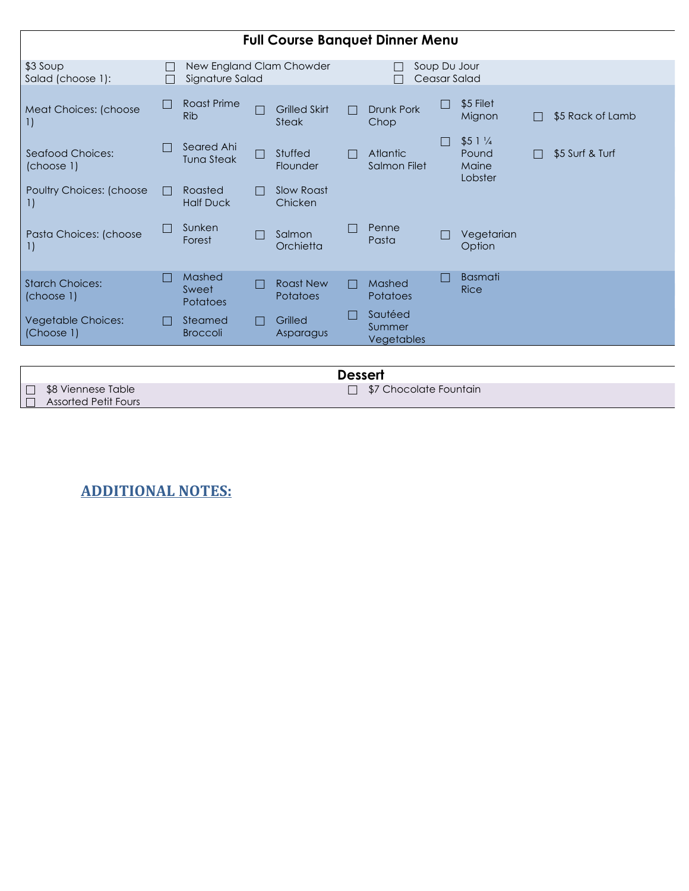# Full Course Banquet Dinner Menu

| | | | | | |
|---|---|---|---|---|---|
| $3 Soup<br>Salad (choose 1): | ☐ New England Clam Chowder<br>☐ Signature Salad | | ☐ Soup Du Jour<br>☐ Ceasar Salad | | |
| Meat Choices: (choose 1) | ☐ Roast Prime Rib | ☐ Grilled Skirt Steak | ☐ Drunk Pork Chop | ☐ $5 Filet Mignon | ☐ $5 Rack of Lamb |
| Seafood Choices: (choose 1) | ☐ Seared Ahi Tuna Steak | ☐ Stuffed Flounder | ☐ Atlantic Salmon Filet | ☐ $5 1 ¼ Pound Maine Lobster | ☐ $5 Surf & Turf |
| Poultry Choices: (choose 1) | ☐ Roasted Half Duck | ☐ Slow Roast Chicken | | | |
| Pasta Choices: (choose 1) | ☐ Sunken Forest | ☐ Salmon Orchietta | ☐ Penne Pasta | ☐ Vegetarian Option | |
| Starch Choices: (choose 1) | ☐ Mashed Sweet Potatoes | ☐ Roast New Potatoes | ☐ Mashed Potatoes | ☐ Basmati Rice | |
| Vegetable Choices: (Choose 1) | ☐ Steamed Broccoli | ☐ Grilled Asparagus | ☐ Sautéed Summer Vegetables | | |

## Dessert

| | |
|---|---|
| ☐ $8 Viennese Table<br>☐ Assorted Petit Fours | ☐ $7 Chocolate Fountain |

## ADDITIONAL NOTES: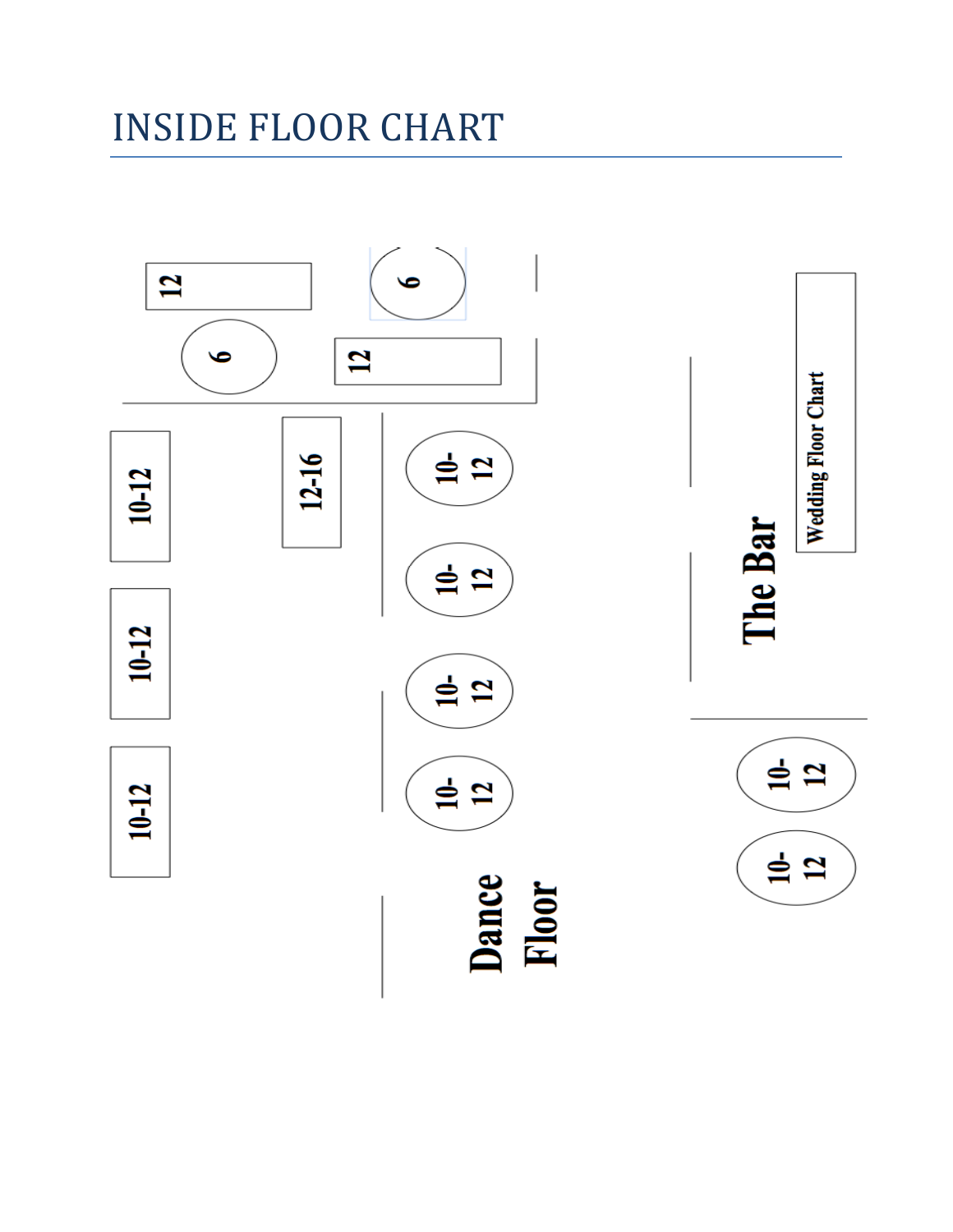# INSIDE FLOOR CHART

12

6

6

12

10-12

12-16

10-12

10-12

10-12

10-12

10-12

10-12

Dance Floor

The Bar

Wedding Floor Chart

10-12

10-12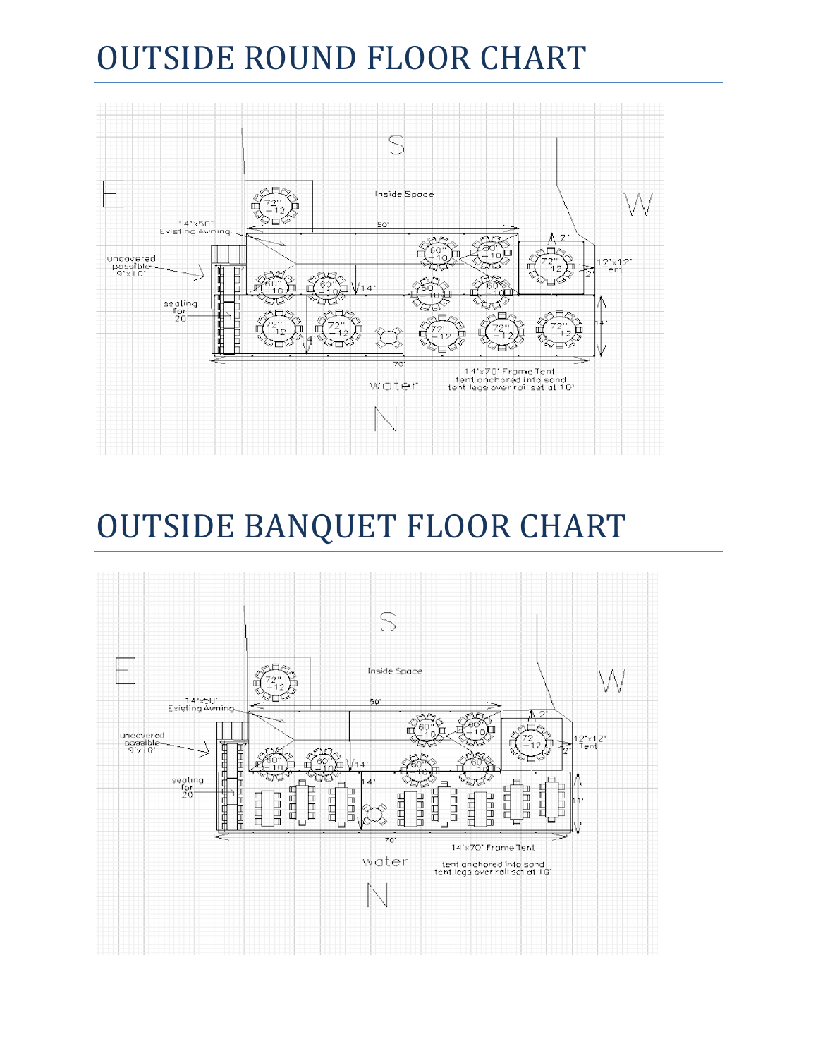# OUTSIDE ROUND FLOOR CHART

S

E

W

Inside Space

72" -12

14'x50' Existing Awning

50'

uncovered possible 9'x10'

60" -10

60" -10

2'

72" -12

12'x12' Tent

2'

60" -10

60" -10

14'

60" -10

60" -10

seating for 20

72" -12

72" -12

4'

72" -12

72" -12

72" -12

14'

70'

14'x70' Frame Tent
tent anchored into sand
tent legs over rail set at 10'

water

N

# OUTSIDE BANQUET FLOOR CHART

S

E

W

Inside Space

72" -12

14'x50' Existing Awning

50'

uncovered possible 9'x10'

60" -10

60" -10

2'

72" -12

12'x12' Tent

2'

60" -10

60" -10

14'

60" -10

60" -10

14'

seating for 20

14'

70'

14'x70' Frame Tent

water

tent anchored into sand
tent legs over rail set at 10'

N